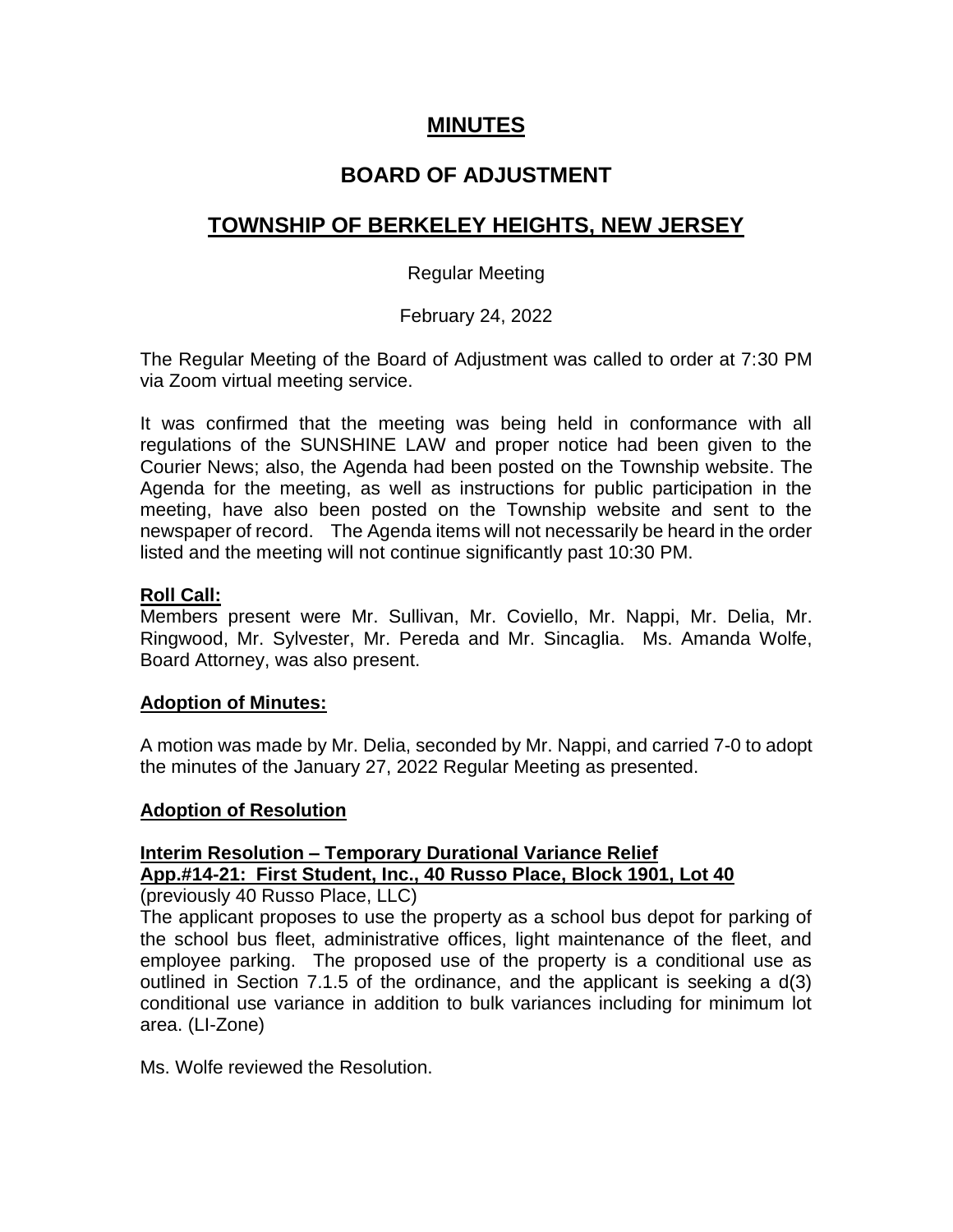# MINUTES

## BOARD OF ADJUSTMENT

## TOWNSHIP OF BERKELEY HEIGHTS, NEW JERSEY

Regular Meeting

February 24, 2022

The Regular Meeting of the Board of Adjustment was called to order at 7:30 PM via Zoom virtual meeting service.

It was confirmed that the meeting was being held in conformance with all regulations of the SUNSHINE LAW and proper notice had been given to the Courier News; also, the Agenda had been posted on the Township website. The Agenda for the meeting, as well as instructions for public participation in the meeting, have also been posted on the Township website and sent to the newspaper of record. The Agenda items will not necessarily be heard in the order listed and the meeting will not continue significantly past 10:30 PM.

**Roll Call:**
Members present were Mr. Sullivan, Mr. Coviello, Mr. Nappi, Mr. Delia, Mr. Ringwood, Mr. Sylvester, Mr. Pereda and Mr. Sincaglia. Ms. Amanda Wolfe, Board Attorney, was also present.

**Adoption of Minutes:**

A motion was made by Mr. Delia, seconded by Mr. Nappi, and carried 7-0 to adopt the minutes of the January 27, 2022 Regular Meeting as presented.

**Adoption of Resolution**

**Interim Resolution – Temporary Durational Variance Relief**
**App.#14-21: First Student, Inc., 40 Russo Place, Block 1901, Lot 40**
(previously 40 Russo Place, LLC)
The applicant proposes to use the property as a school bus depot for parking of the school bus fleet, administrative offices, light maintenance of the fleet, and employee parking. The proposed use of the property is a conditional use as outlined in Section 7.1.5 of the ordinance, and the applicant is seeking a d(3) conditional use variance in addition to bulk variances including for minimum lot area. (LI-Zone)

Ms. Wolfe reviewed the Resolution.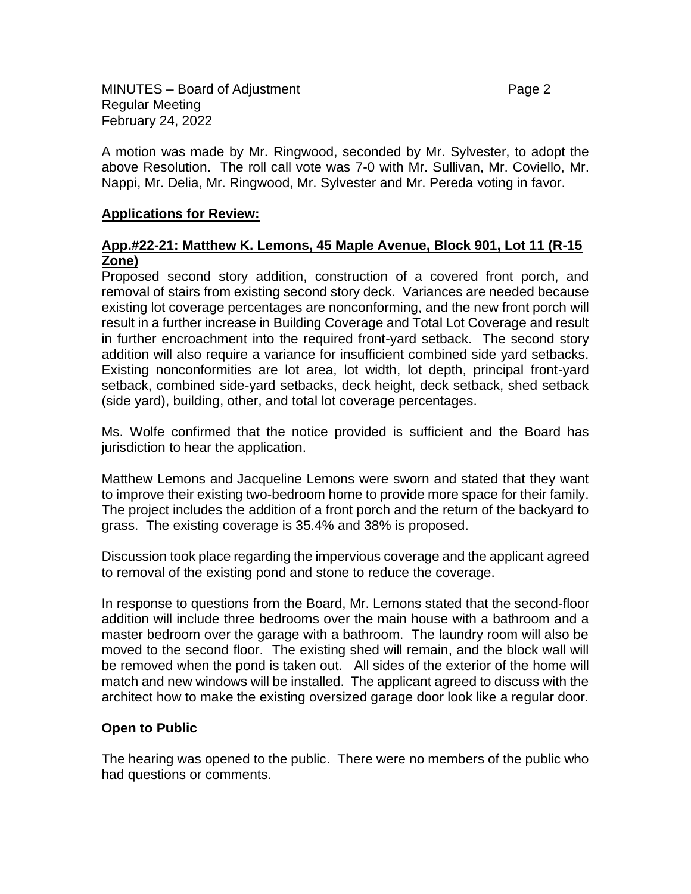A motion was made by Mr. Ringwood, seconded by Mr. Sylvester, to adopt the above Resolution. The roll call vote was 7-0 with Mr. Sullivan, Mr. Coviello, Mr. Nappi, Mr. Delia, Mr. Ringwood, Mr. Sylvester and Mr. Pereda voting in favor.

**Applications for Review:**

**App.#22-21: Matthew K. Lemons, 45 Maple Avenue, Block 901, Lot 11 (R-15 Zone)**

Proposed second story addition, construction of a covered front porch, and removal of stairs from existing second story deck. Variances are needed because existing lot coverage percentages are nonconforming, and the new front porch will result in a further increase in Building Coverage and Total Lot Coverage and result in further encroachment into the required front-yard setback. The second story addition will also require a variance for insufficient combined side yard setbacks. Existing nonconformities are lot area, lot width, lot depth, principal front-yard setback, combined side-yard setbacks, deck height, deck setback, shed setback (side yard), building, other, and total lot coverage percentages.

Ms. Wolfe confirmed that the notice provided is sufficient and the Board has jurisdiction to hear the application.

Matthew Lemons and Jacqueline Lemons were sworn and stated that they want to improve their existing two-bedroom home to provide more space for their family. The project includes the addition of a front porch and the return of the backyard to grass. The existing coverage is 35.4% and 38% is proposed.

Discussion took place regarding the impervious coverage and the applicant agreed to removal of the existing pond and stone to reduce the coverage.

In response to questions from the Board, Mr. Lemons stated that the second-floor addition will include three bedrooms over the main house with a bathroom and a master bedroom over the garage with a bathroom. The laundry room will also be moved to the second floor. The existing shed will remain, and the block wall will be removed when the pond is taken out. All sides of the exterior of the home will match and new windows will be installed. The applicant agreed to discuss with the architect how to make the existing oversized garage door look like a regular door.

**Open to Public**

The hearing was opened to the public. There were no members of the public who had questions or comments.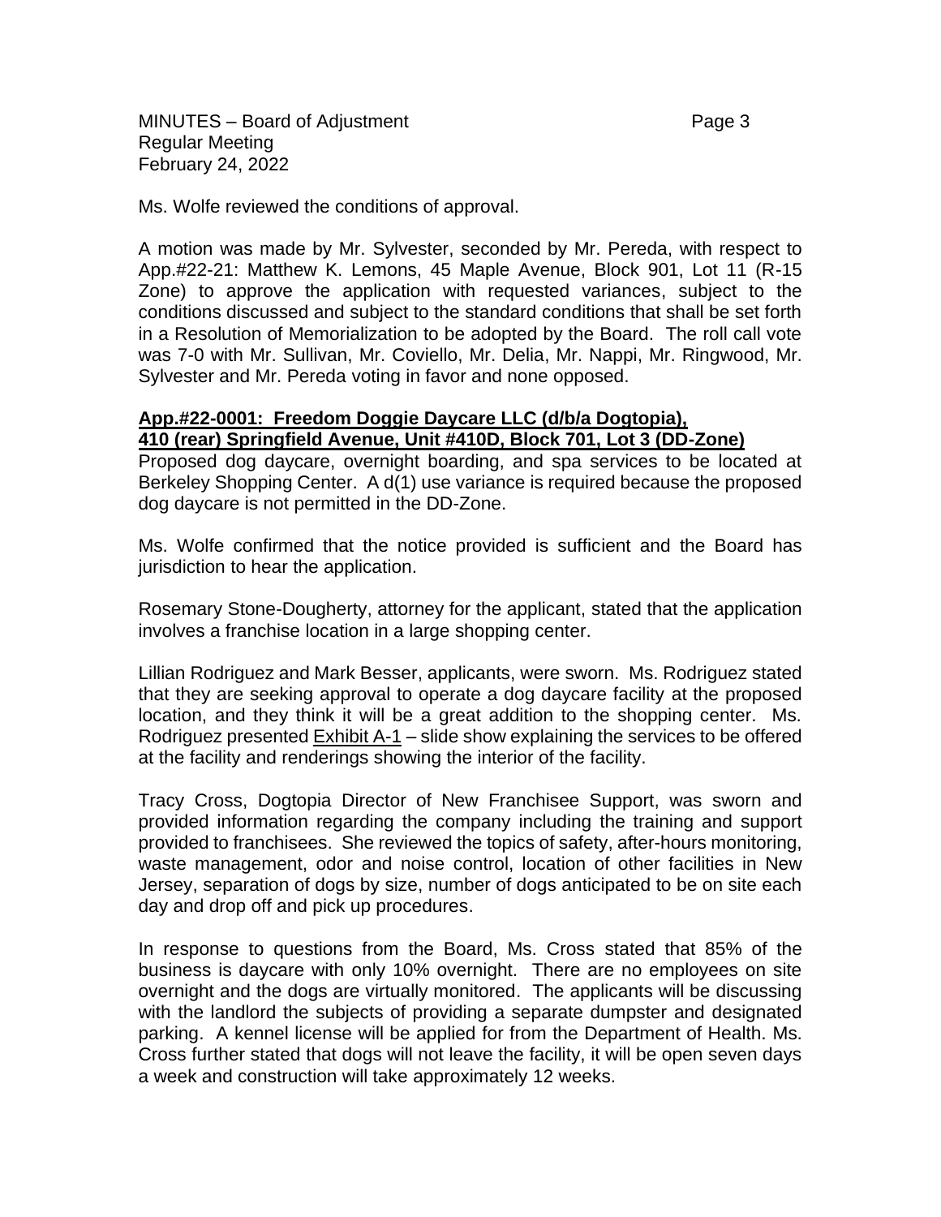Ms. Wolfe reviewed the conditions of approval.

A motion was made by Mr. Sylvester, seconded by Mr. Pereda, with respect to App.#22-21: Matthew K. Lemons, 45 Maple Avenue, Block 901, Lot 11 (R-15 Zone) to approve the application with requested variances, subject to the conditions discussed and subject to the standard conditions that shall be set forth in a Resolution of Memorialization to be adopted by the Board. The roll call vote was 7-0 with Mr. Sullivan, Mr. Coviello, Mr. Delia, Mr. Nappi, Mr. Ringwood, Mr. Sylvester and Mr. Pereda voting in favor and none opposed.

**App.#22-0001: Freedom Doggie Daycare LLC (d/b/a Dogtopia), 410 (rear) Springfield Avenue, Unit #410D, Block 701, Lot 3 (DD-Zone)**

Proposed dog daycare, overnight boarding, and spa services to be located at Berkeley Shopping Center. A d(1) use variance is required because the proposed dog daycare is not permitted in the DD-Zone.

Ms. Wolfe confirmed that the notice provided is sufficient and the Board has jurisdiction to hear the application.

Rosemary Stone-Dougherty, attorney for the applicant, stated that the application involves a franchise location in a large shopping center.

Lillian Rodriguez and Mark Besser, applicants, were sworn. Ms. Rodriguez stated that they are seeking approval to operate a dog daycare facility at the proposed location, and they think it will be a great addition to the shopping center. Ms. Rodriguez presented Exhibit A-1 – slide show explaining the services to be offered at the facility and renderings showing the interior of the facility.

Tracy Cross, Dogtopia Director of New Franchisee Support, was sworn and provided information regarding the company including the training and support provided to franchisees. She reviewed the topics of safety, after-hours monitoring, waste management, odor and noise control, location of other facilities in New Jersey, separation of dogs by size, number of dogs anticipated to be on site each day and drop off and pick up procedures.

In response to questions from the Board, Ms. Cross stated that 85% of the business is daycare with only 10% overnight. There are no employees on site overnight and the dogs are virtually monitored. The applicants will be discussing with the landlord the subjects of providing a separate dumpster and designated parking. A kennel license will be applied for from the Department of Health. Ms. Cross further stated that dogs will not leave the facility, it will be open seven days a week and construction will take approximately 12 weeks.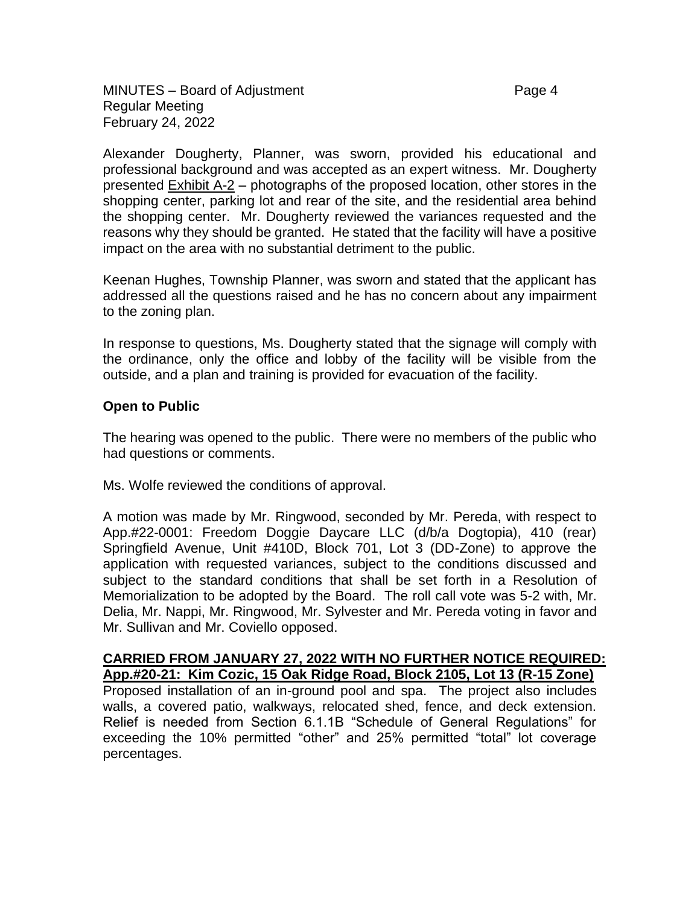Alexander Dougherty, Planner, was sworn, provided his educational and professional background and was accepted as an expert witness. Mr. Dougherty presented Exhibit A-2 – photographs of the proposed location, other stores in the shopping center, parking lot and rear of the site, and the residential area behind the shopping center. Mr. Dougherty reviewed the variances requested and the reasons why they should be granted. He stated that the facility will have a positive impact on the area with no substantial detriment to the public.

Keenan Hughes, Township Planner, was sworn and stated that the applicant has addressed all the questions raised and he has no concern about any impairment to the zoning plan.

In response to questions, Ms. Dougherty stated that the signage will comply with the ordinance, only the office and lobby of the facility will be visible from the outside, and a plan and training is provided for evacuation of the facility.

**Open to Public**

The hearing was opened to the public. There were no members of the public who had questions or comments.

Ms. Wolfe reviewed the conditions of approval.

A motion was made by Mr. Ringwood, seconded by Mr. Pereda, with respect to App.#22-0001: Freedom Doggie Daycare LLC (d/b/a Dogtopia), 410 (rear) Springfield Avenue, Unit #410D, Block 701, Lot 3 (DD-Zone) to approve the application with requested variances, subject to the conditions discussed and subject to the standard conditions that shall be set forth in a Resolution of Memorialization to be adopted by the Board. The roll call vote was 5-2 with, Mr. Delia, Mr. Nappi, Mr. Ringwood, Mr. Sylvester and Mr. Pereda voting in favor and Mr. Sullivan and Mr. Coviello opposed.

**CARRIED FROM JANUARY 27, 2022 WITH NO FURTHER NOTICE REQUIRED: App.#20-21: Kim Cozic, 15 Oak Ridge Road, Block 2105, Lot 13 (R-15 Zone)**

Proposed installation of an in-ground pool and spa. The project also includes walls, a covered patio, walkways, relocated shed, fence, and deck extension. Relief is needed from Section 6.1.1B "Schedule of General Regulations" for exceeding the 10% permitted "other" and 25% permitted "total" lot coverage percentages.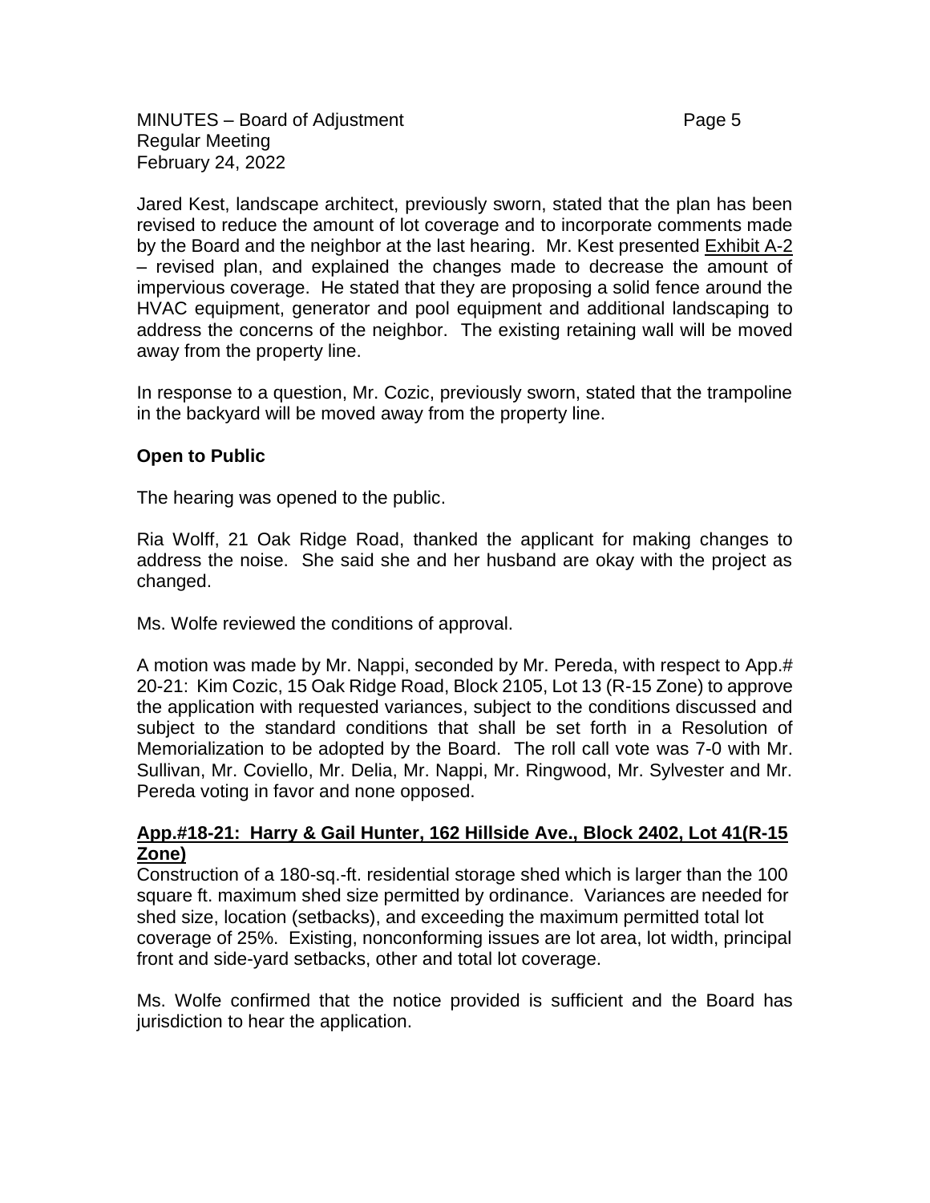Jared Kest, landscape architect, previously sworn, stated that the plan has been revised to reduce the amount of lot coverage and to incorporate comments made by the Board and the neighbor at the last hearing. Mr. Kest presented Exhibit A-2 – revised plan, and explained the changes made to decrease the amount of impervious coverage. He stated that they are proposing a solid fence around the HVAC equipment, generator and pool equipment and additional landscaping to address the concerns of the neighbor. The existing retaining wall will be moved away from the property line.

In response to a question, Mr. Cozic, previously sworn, stated that the trampoline in the backyard will be moved away from the property line.

**Open to Public**

The hearing was opened to the public.

Ria Wolff, 21 Oak Ridge Road, thanked the applicant for making changes to address the noise. She said she and her husband are okay with the project as changed.

Ms. Wolfe reviewed the conditions of approval.

A motion was made by Mr. Nappi, seconded by Mr. Pereda, with respect to App.# 20-21: Kim Cozic, 15 Oak Ridge Road, Block 2105, Lot 13 (R-15 Zone) to approve the application with requested variances, subject to the conditions discussed and subject to the standard conditions that shall be set forth in a Resolution of Memorialization to be adopted by the Board. The roll call vote was 7-0 with Mr. Sullivan, Mr. Coviello, Mr. Delia, Mr. Nappi, Mr. Ringwood, Mr. Sylvester and Mr. Pereda voting in favor and none opposed.

**App.#18-21: Harry & Gail Hunter, 162 Hillside Ave., Block 2402, Lot 41(R-15 Zone)**

Construction of a 180-sq.-ft. residential storage shed which is larger than the 100 square ft. maximum shed size permitted by ordinance. Variances are needed for shed size, location (setbacks), and exceeding the maximum permitted total lot coverage of 25%. Existing, nonconforming issues are lot area, lot width, principal front and side-yard setbacks, other and total lot coverage.

Ms. Wolfe confirmed that the notice provided is sufficient and the Board has jurisdiction to hear the application.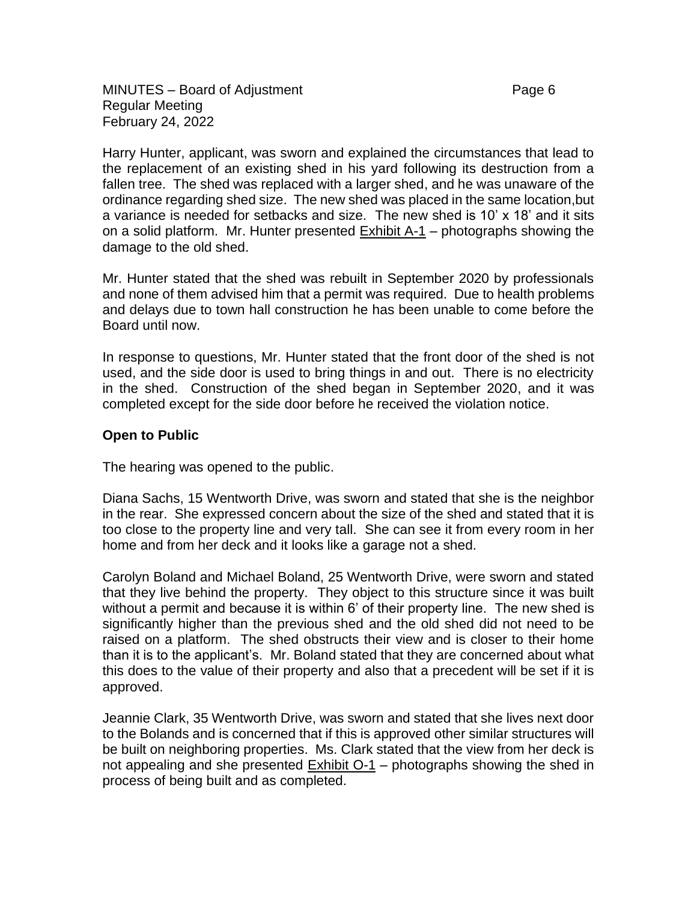Harry Hunter, applicant, was sworn and explained the circumstances that lead to the replacement of an existing shed in his yard following its destruction from a fallen tree. The shed was replaced with a larger shed, and he was unaware of the ordinance regarding shed size. The new shed was placed in the same location,but a variance is needed for setbacks and size. The new shed is 10' x 18' and it sits on a solid platform. Mr. Hunter presented Exhibit A-1 – photographs showing the damage to the old shed.

Mr. Hunter stated that the shed was rebuilt in September 2020 by professionals and none of them advised him that a permit was required. Due to health problems and delays due to town hall construction he has been unable to come before the Board until now.

In response to questions, Mr. Hunter stated that the front door of the shed is not used, and the side door is used to bring things in and out. There is no electricity in the shed. Construction of the shed began in September 2020, and it was completed except for the side door before he received the violation notice.

**Open to Public**

The hearing was opened to the public.

Diana Sachs, 15 Wentworth Drive, was sworn and stated that she is the neighbor in the rear. She expressed concern about the size of the shed and stated that it is too close to the property line and very tall. She can see it from every room in her home and from her deck and it looks like a garage not a shed.

Carolyn Boland and Michael Boland, 25 Wentworth Drive, were sworn and stated that they live behind the property. They object to this structure since it was built without a permit and because it is within 6' of their property line. The new shed is significantly higher than the previous shed and the old shed did not need to be raised on a platform. The shed obstructs their view and is closer to their home than it is to the applicant's. Mr. Boland stated that they are concerned about what this does to the value of their property and also that a precedent will be set if it is approved.

Jeannie Clark, 35 Wentworth Drive, was sworn and stated that she lives next door to the Bolands and is concerned that if this is approved other similar structures will be built on neighboring properties. Ms. Clark stated that the view from her deck is not appealing and she presented Exhibit O-1 – photographs showing the shed in process of being built and as completed.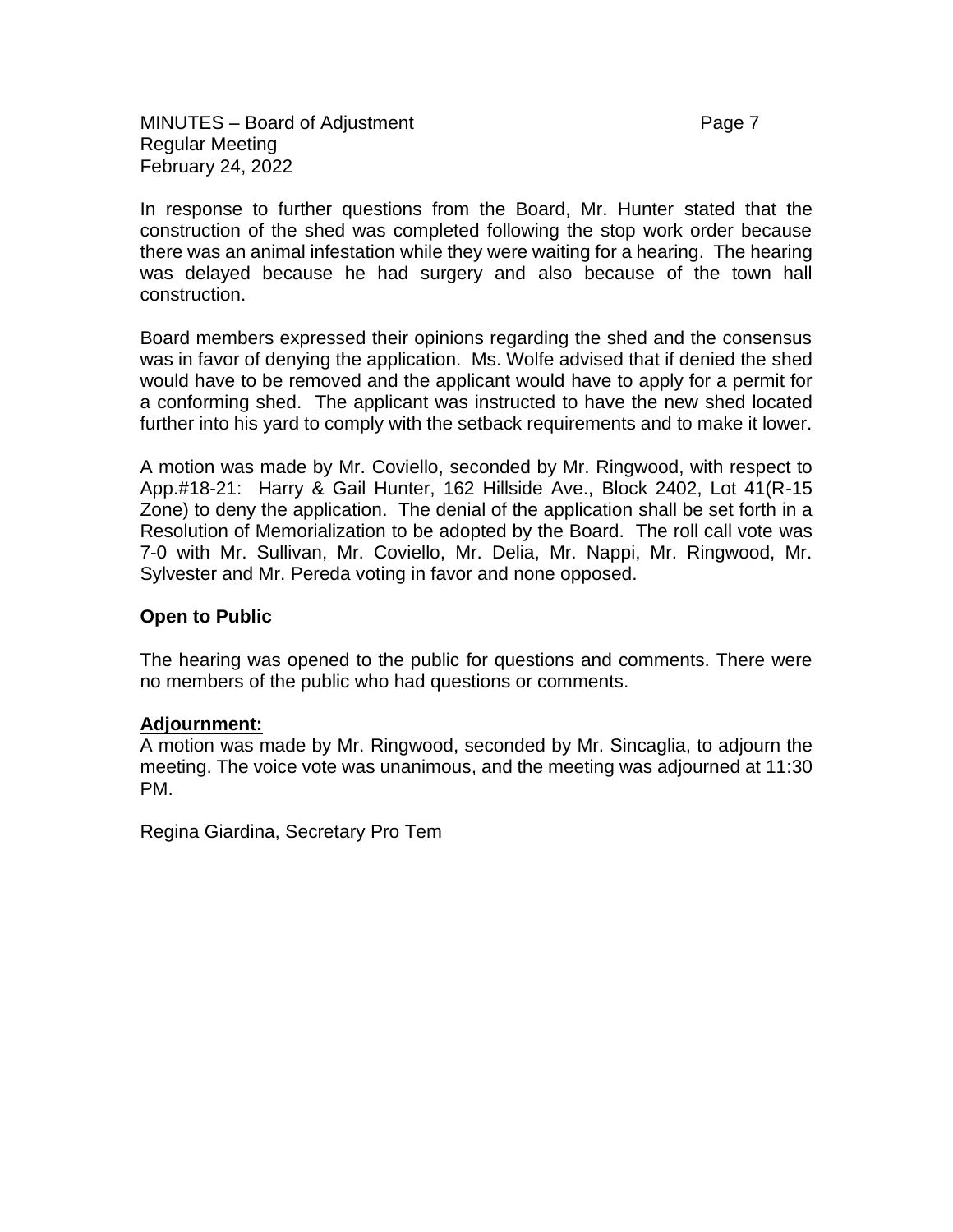In response to further questions from the Board, Mr. Hunter stated that the construction of the shed was completed following the stop work order because there was an animal infestation while they were waiting for a hearing. The hearing was delayed because he had surgery and also because of the town hall construction.

Board members expressed their opinions regarding the shed and the consensus was in favor of denying the application. Ms. Wolfe advised that if denied the shed would have to be removed and the applicant would have to apply for a permit for a conforming shed. The applicant was instructed to have the new shed located further into his yard to comply with the setback requirements and to make it lower.

A motion was made by Mr. Coviello, seconded by Mr. Ringwood, with respect to App.#18-21: Harry & Gail Hunter, 162 Hillside Ave., Block 2402, Lot 41(R-15 Zone) to deny the application. The denial of the application shall be set forth in a Resolution of Memorialization to be adopted by the Board. The roll call vote was 7-0 with Mr. Sullivan, Mr. Coviello, Mr. Delia, Mr. Nappi, Mr. Ringwood, Mr. Sylvester and Mr. Pereda voting in favor and none opposed.

**Open to Public**

The hearing was opened to the public for questions and comments. There were no members of the public who had questions or comments.

**Adjournment:**

A motion was made by Mr. Ringwood, seconded by Mr. Sincaglia, to adjourn the meeting. The voice vote was unanimous, and the meeting was adjourned at 11:30 PM.

Regina Giardina, Secretary Pro Tem